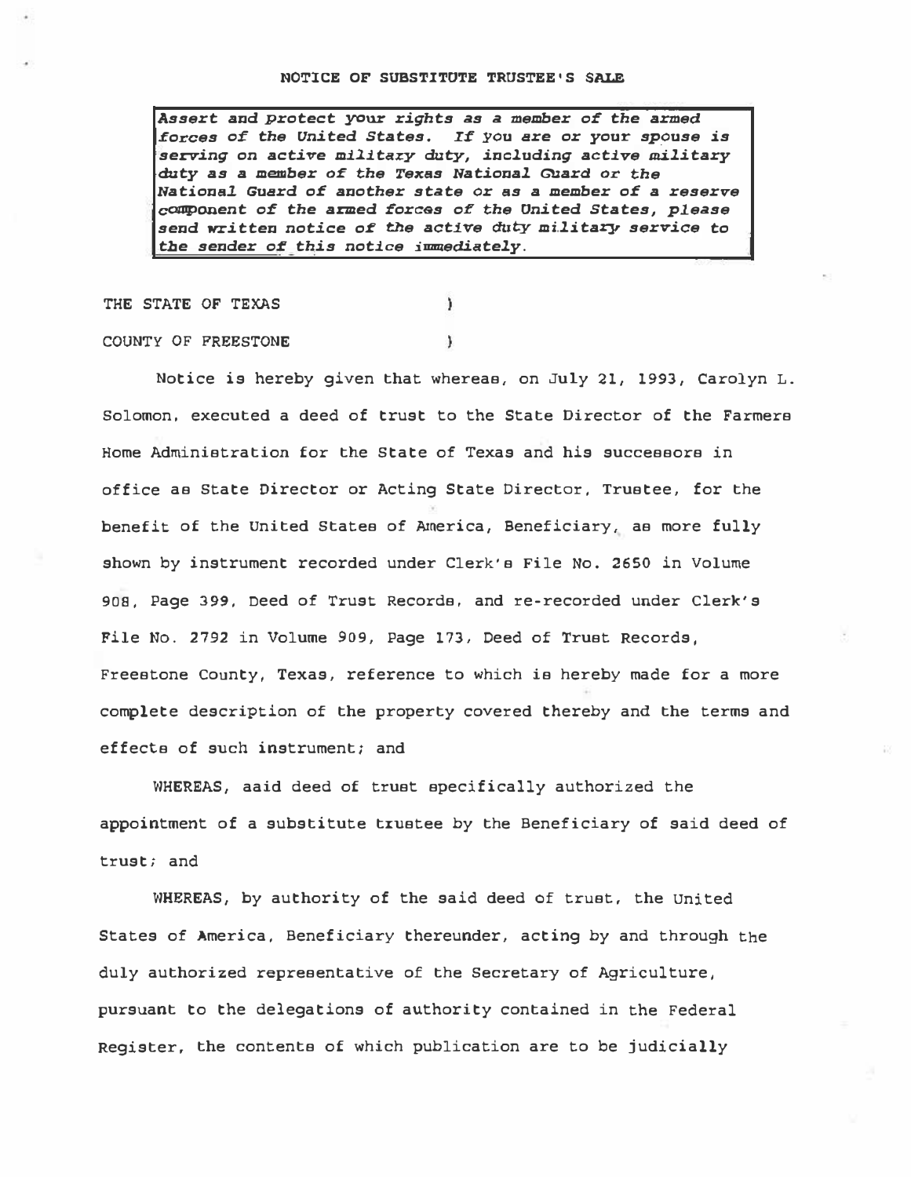# NOTICE OF SUBSTITUTE TRUSTEE'S SALE

> *Assert and protect your rights as a member of the armed forces of the United States. If you are or your spouse is serving on active military duty, including active military duty as a member of the Texas National Guard or the National Guard of another state or as a member of a reserve component of the armed forces of the United States, please send written notice of the active duty military service to the sender of this notice immediately.*

THE STATE OF TEXAS )

COUNTY OF FREESTONE )

Notice is hereby given that whereas, on July 21, 1993, Carolyn L. Solomon, executed a deed of trust to the State Director of the Farmers Home Administration for the State of Texas and his successors in office as State Director or Acting State Director, Trustee, for the benefit of the United States of America, Beneficiary, as more fully shown by instrument recorded under Clerk's File No. 2650 in Volume 908, Page 399, Deed of Trust Records, and re-recorded under Clerk's File No. 2792 in Volume 909, Page 173, Deed of Trust Records, Freestone County, Texas, reference to which is hereby made for a more complete description of the property covered thereby and the terms and effects of such instrument; and

WHEREAS, said deed of trust specifically authorized the appointment of a substitute trustee by the Beneficiary of said deed of trust; and

WHEREAS, by authority of the said deed of trust, the United States of America, Beneficiary thereunder, acting by and through the duly authorized representative of the Secretary of Agriculture, pursuant to the delegations of authority contained in the Federal Register, the contents of which publication are to be judicially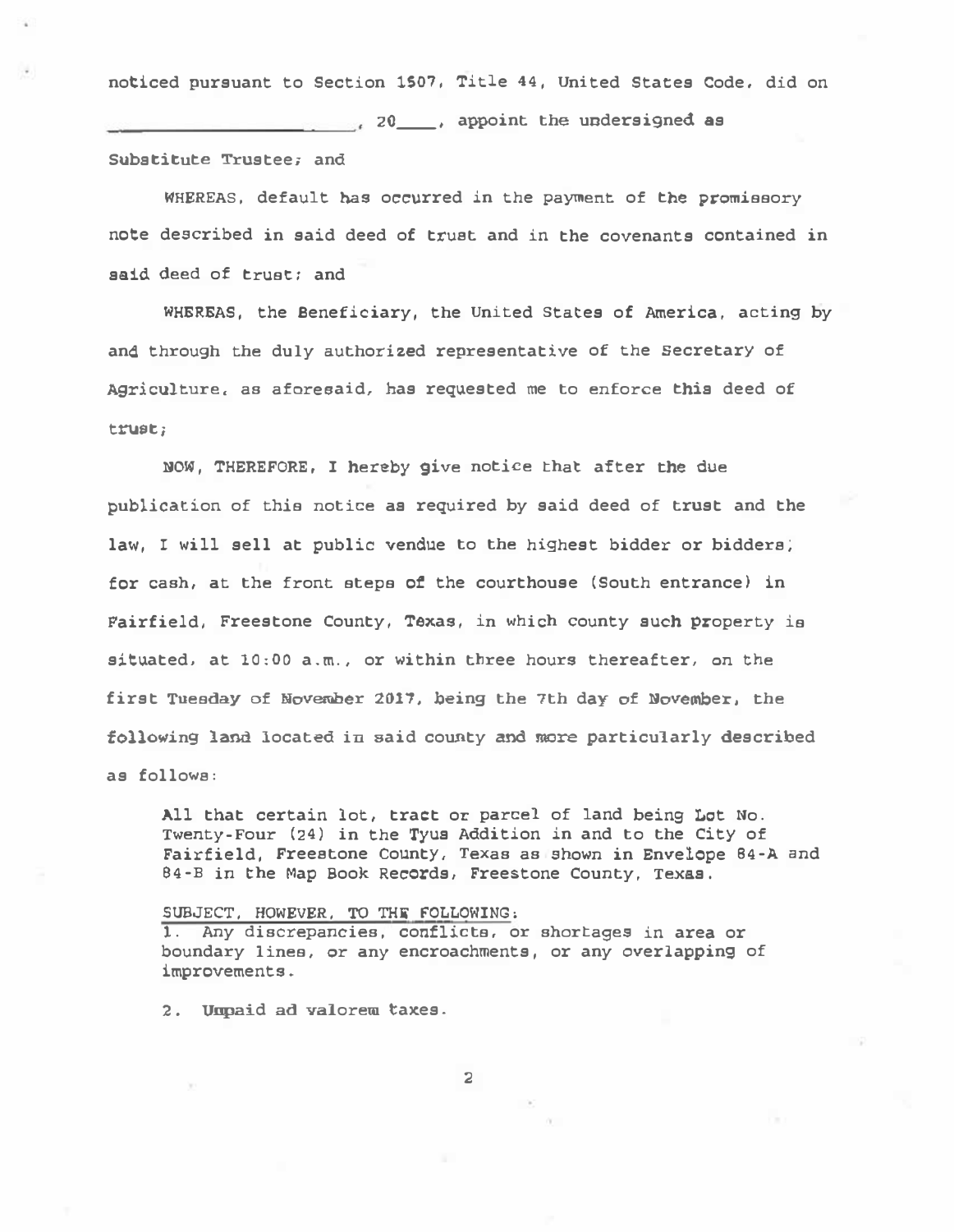noticed pursuant to Section 1507, Title 44, United States Code, did on \_\_\_\_\_\_\_\_\_\_\_\_\_\_\_\_\_\_\_\_\_\_, 20\_\_\_\_, appoint the undersigned as Substitute Trustee; and

WHEREAS, default has occurred in the payment of the promissory note described in said deed of trust and in the covenants contained in said deed of trust; and

WHEREAS, the Beneficiary, the United States of America, acting by and through the duly authorized representative of the Secretary of Agriculture, as aforesaid, has requested me to enforce this deed of trust;

NOW, THEREFORE, I hereby give notice that after the due publication of this notice as required by said deed of trust and the law, I will sell at public vendue to the highest bidder or bidders, for cash, at the front steps of the courthouse (South entrance) in Fairfield, Freestone County, Texas, in which county such property is situated, at 10:00 a.m., or within three hours thereafter, on the first Tuesday of November 2017, being the 7th day of November, the following land located in said county and more particularly described as follows:

> All that certain lot, tract or parcel of land being Lot No. Twenty-Four (24) in the Tyus Addition in and to the City of Fairfield, Freestone County, Texas as shown in Envelope 84-A and 84-B in the Map Book Records, Freestone County, Texas.
>
> SUBJECT, HOWEVER, TO THE FOLLOWING:
> 1. Any discrepancies, conflicts, or shortages in area or boundary lines, or any encroachments, or any overlapping of improvements.
>
> 2. Unpaid ad valorem taxes.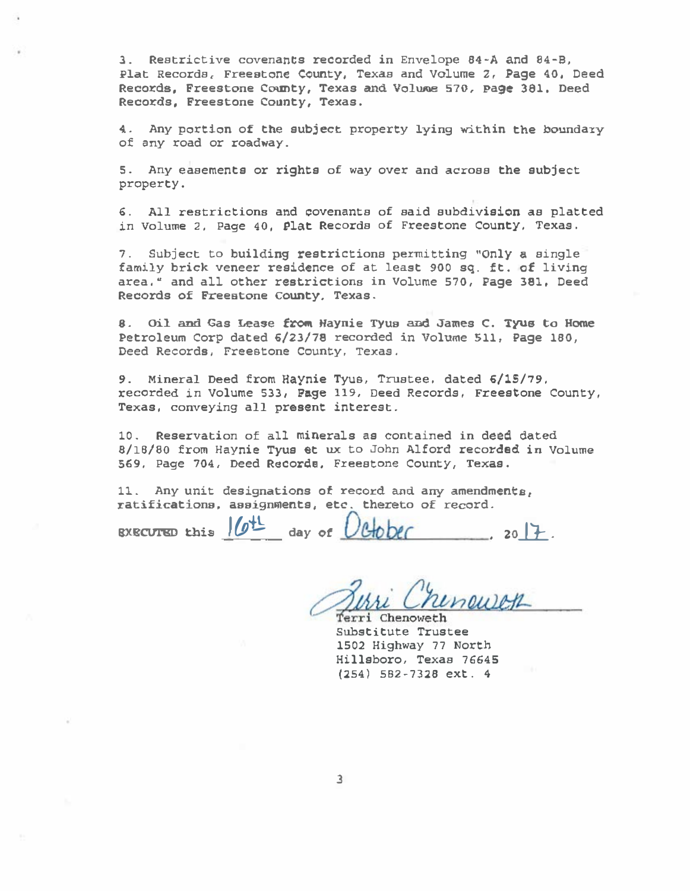3. Restrictive covenants recorded in Envelope 84-A and 84-B, Plat Records, Freestone County, Texas and Volume 2, Page 40, Deed Records, Freestone County, Texas and Volume 570, Page 381, Deed Records, Freestone County, Texas.

4. Any portion of the subject property lying within the boundary of any road or roadway.

5. Any easements or rights of way over and across the subject property.

6. All restrictions and covenants of said subdivision as platted in Volume 2, Page 40, Plat Records of Freestone County, Texas.

7. Subject to building restrictions permitting "Only a single family brick veneer residence of at least 900 sq. ft. of living area." and all other restrictions in Volume 570, Page 381, Deed Records of Freestone County, Texas.

8. Oil and Gas Lease from Haynie Tyus and James C. Tyus to Home Petroleum Corp dated 6/23/78 recorded in Volume 511, Page 180, Deed Records, Freestone County, Texas.

9. Mineral Deed from Haynie Tyus, Trustee, dated 6/15/79, recorded in Volume 533, Page 119, Deed Records, Freestone County, Texas, conveying all present interest.

10. Reservation of all minerals as contained in deed dated 8/18/80 from Haynie Tyus et ux to John Alford recorded in Volume 569, Page 704, Deed Records, Freestone County, Texas.

11. Any unit designations of record and any amendments, ratifications, assignments, etc. thereto of record.

EXECUTED this 16th day of October, 2017.

Terri Chenoweth
Terri Chenoweth
Substitute Trustee
1502 Highway 77 North
Hillsboro, Texas 76645
(254) 582-7328 ext. 4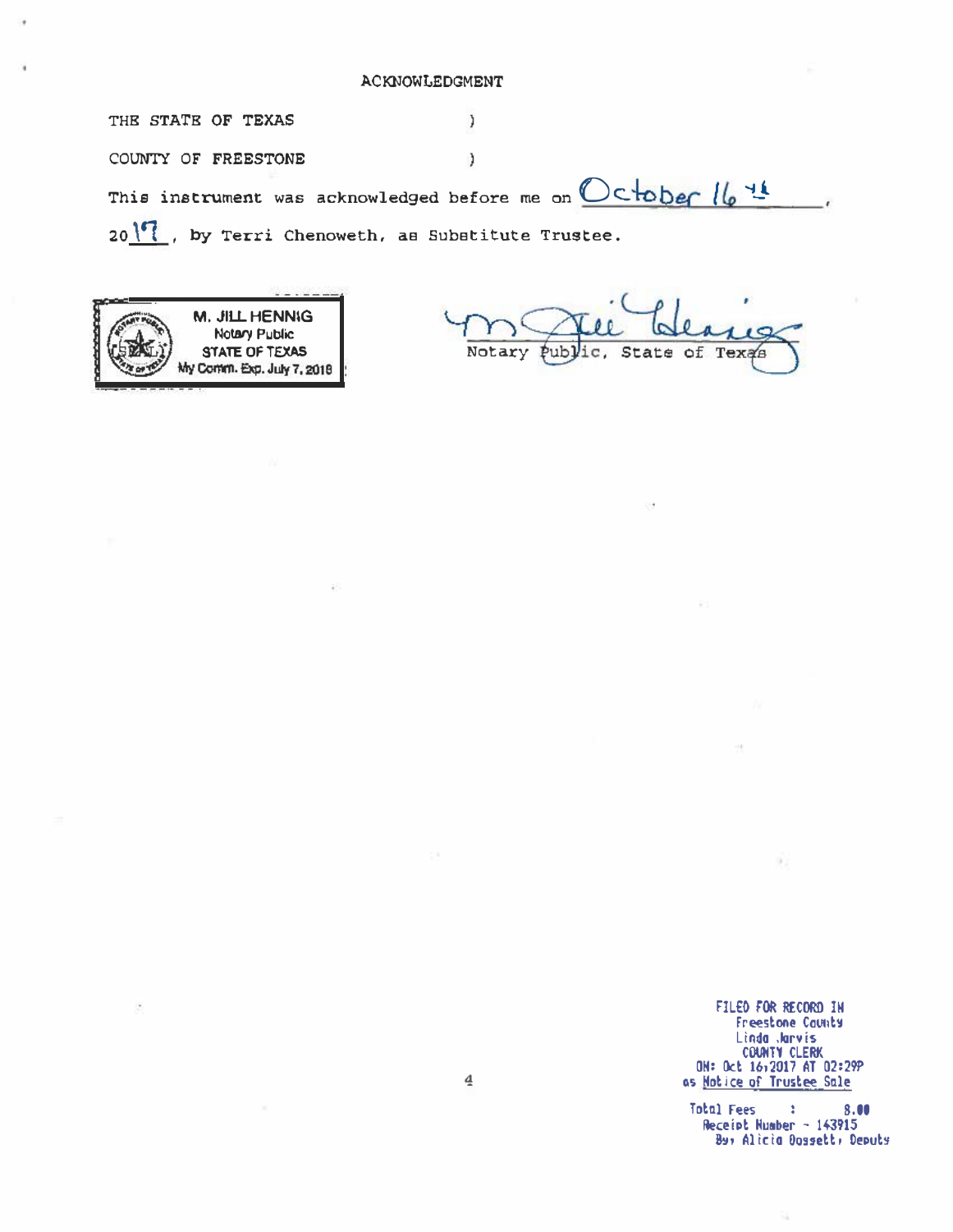# ACKNOWLEDGMENT

THE STATE OF TEXAS )

COUNTY OF FREESTONE )

This instrument was acknowledged before me on October 16th, 2017, by Terri Chenoweth, as Substitute Trustee.

M. JILL HENNIG
Notary Public
STATE OF TEXAS
My Comm. Exp. July 7, 2018

Notary Public, State of Texas

FILED FOR RECORD IN
Freestone County
Linda Jarvis
COUNTY CLERK
ON: Oct 16,2017 AT 02:29P
as Notice of Trustee Sale

Total Fees : 8.00
Receipt Number - 143915
By, Alicia Dossett, Deputy